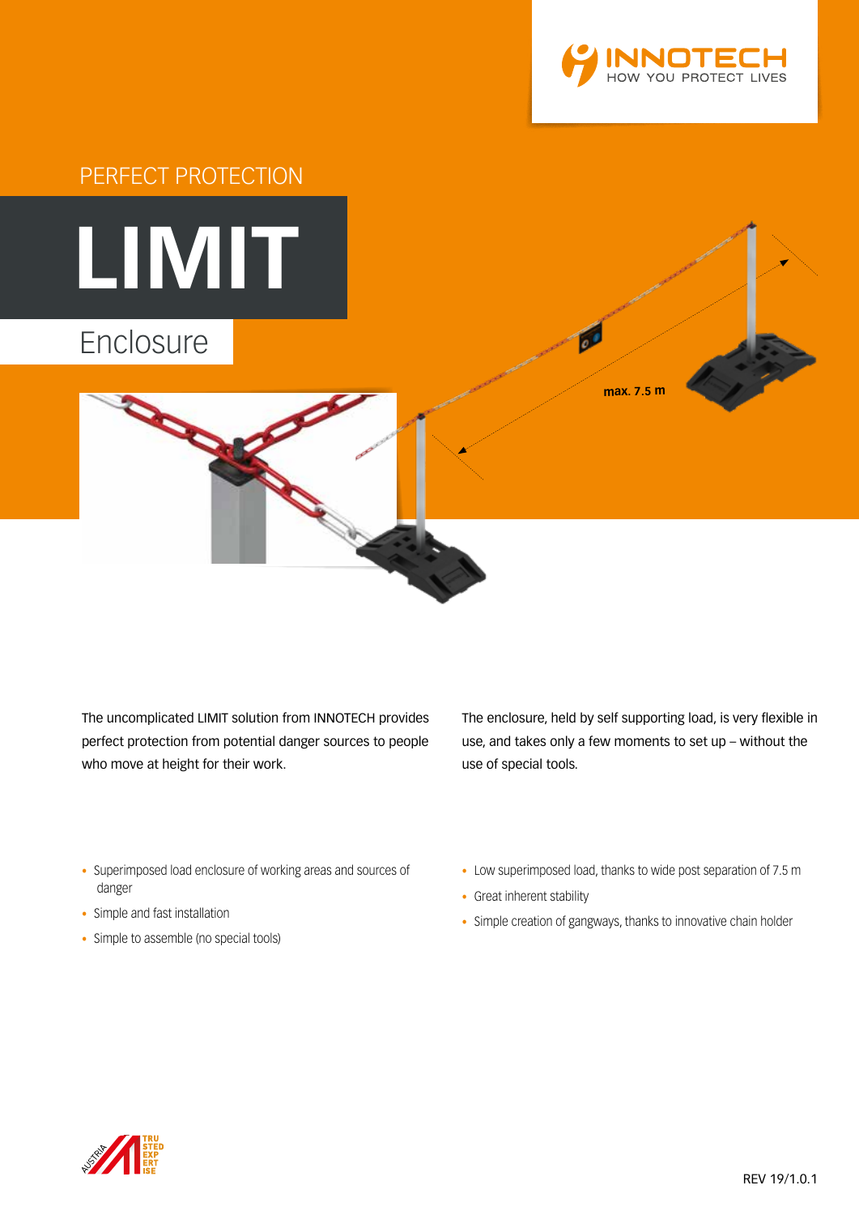INNOTECH
HOW YOU PROTECT LIVES

PERFECT PROTECTION

# LIMIT

## Enclosure

max. 7.5 m

The uncomplicated LIMIT solution from INNOTECH provides perfect protection from potential danger sources to people who move at height for their work.

The enclosure, held by self supporting load, is very flexible in use, and takes only a few moments to set up – without the use of special tools.

- Superimposed load enclosure of working areas and sources of danger
- Simple and fast installation
- Simple to assemble (no special tools)
- Low superimposed load, thanks to wide post separation of 7.5 m
- Great inherent stability
- Simple creation of gangways, thanks to innovative chain holder

AUSTRIA TRUSTED EXPERTISE

REV 19/1.0.1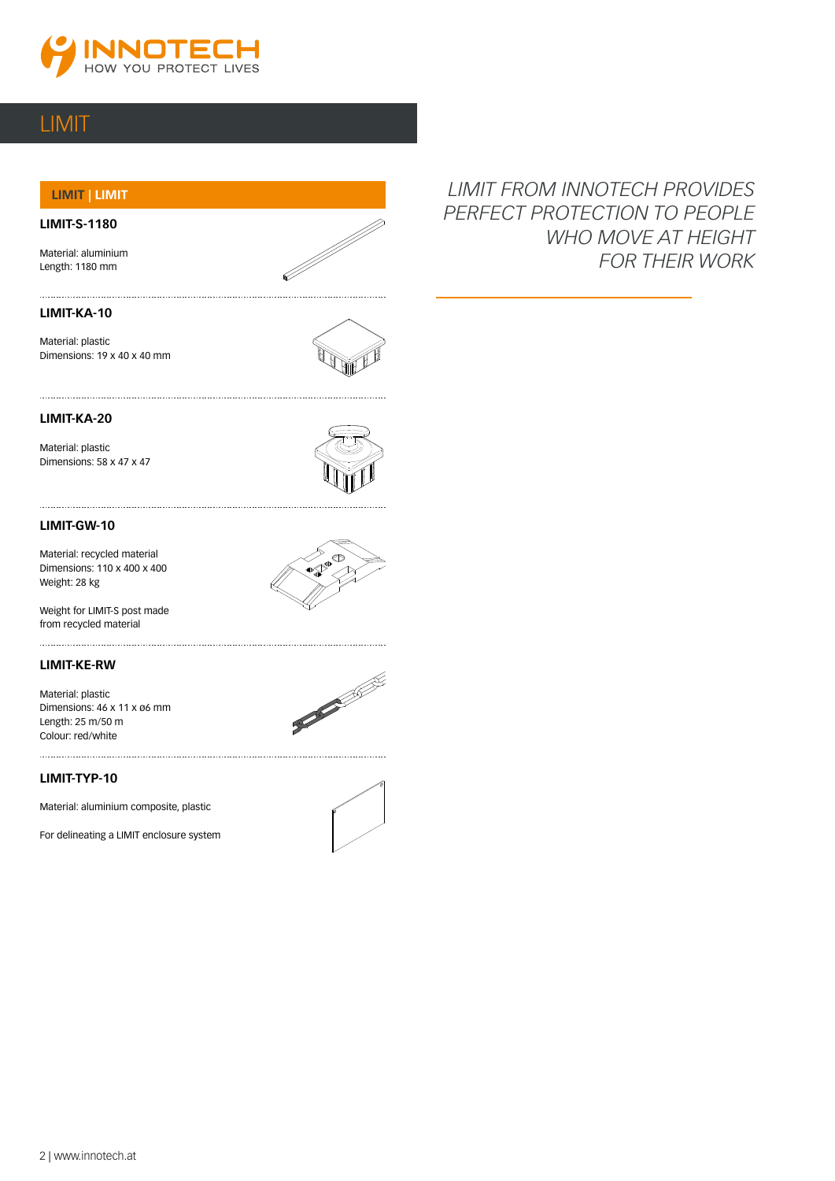# LIMIT

## LIMIT | LIMIT

### LIMIT-S-1180

Material: aluminium
Length: 1180 mm

### LIMIT-KA-10

Material: plastic
Dimensions: 19 x 40 x 40 mm

### LIMIT-KA-20

Material: plastic
Dimensions: 58 x 47 x 47

### LIMIT-GW-10

Material: recycled material
Dimensions: 110 x 400 x 400
Weight: 28 kg

Weight for LIMIT-S post made from recycled material

### LIMIT-KE-RW

Material: plastic
Dimensions: 46 x 11 x ø6 mm
Length: 25 m/50 m
Colour: red/white

### LIMIT-TYP-10

Material: aluminium composite, plastic

For delineating a LIMIT enclosure system

*LIMIT FROM INNOTECH PROVIDES PERFECT PROTECTION TO PEOPLE WHO MOVE AT HEIGHT FOR THEIR WORK*